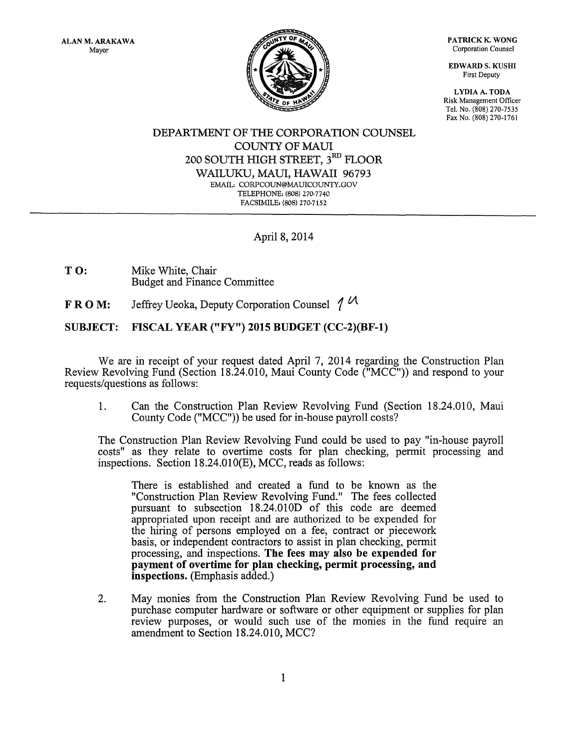ALAN M. ARAKAWA
Mayor

PATRICK K. WONG
Corporation Counsel

EDWARD S. KUSHI
First Deputy

LYDIA A. TODA
Risk Management Officer
Tel. No. (808) 270-7535
Fax No. (808) 270-1761

DEPARTMENT OF THE CORPORATION COUNSEL
COUNTY OF MAUI
200 SOUTH HIGH STREET, 3RD FLOOR
WAILUKU, MAUI, HAWAII 96793
EMAIL: CORPCOUN@MAUICOUNTY.GOV
TELEPHONE: (808) 270-7740
FACSIMILE: (808) 270-7152

April 8, 2014

**TO:** Mike White, Chair
Budget and Finance Committee

**FROM:** Jeffrey Ueoka, Deputy Corporation Counsel

**SUBJECT: FISCAL YEAR ("FY") 2015 BUDGET (CC-2)(BF-1)**

We are in receipt of your request dated April 7, 2014 regarding the Construction Plan Review Revolving Fund (Section 18.24.010, Maui County Code ("MCC")) and respond to your requests/questions as follows:

1. Can the Construction Plan Review Revolving Fund (Section 18.24.010, Maui County Code ("MCC")) be used for in-house payroll costs?

The Construction Plan Review Revolving Fund could be used to pay "in-house payroll costs" as they relate to overtime costs for plan checking, permit processing and inspections. Section 18.24.010(E), MCC, reads as follows:

> There is established and created a fund to be known as the "Construction Plan Review Revolving Fund." The fees collected pursuant to subsection 18.24.010D of this code are deemed appropriated upon receipt and are authorized to be expended for the hiring of persons employed on a fee, contract or piecework basis, or independent contractors to assist in plan checking, permit processing, and inspections. **The fees may also be expended for payment of overtime for plan checking, permit processing, and inspections.** (Emphasis added.)

2. May monies from the Construction Plan Review Revolving Fund be used to purchase computer hardware or software or other equipment or supplies for plan review purposes, or would such use of the monies in the fund require an amendment to Section 18.24.010, MCC?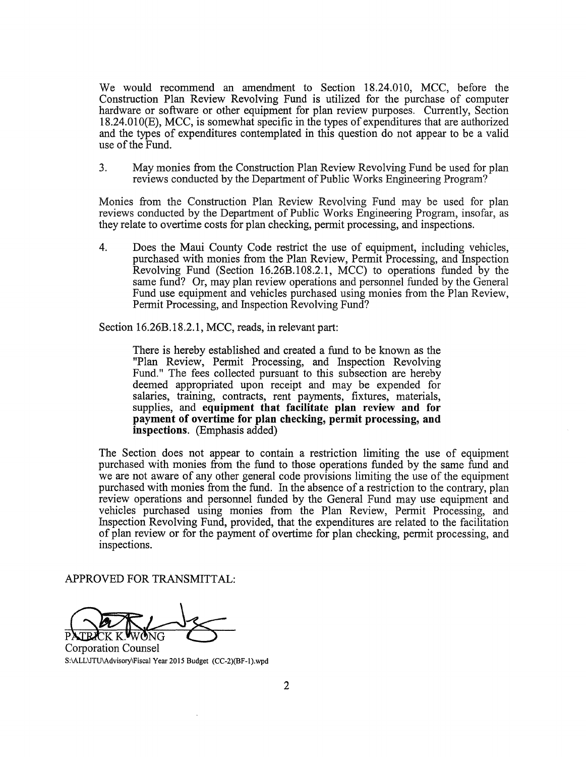We would recommend an amendment to Section 18.24.010, MCC, before the Construction Plan Review Revolving Fund is utilized for the purchase of computer hardware or software or other equipment for plan review purposes. Currently, Section 18.24.010(E), MCC, is somewhat specific in the types of expenditures that are authorized and the types of expenditures contemplated in this question do not appear to be a valid use of the Fund.

3. May monies from the Construction Plan Review Revolving Fund be used for plan reviews conducted by the Department of Public Works Engineering Program?

Monies from the Construction Plan Review Revolving Fund may be used for plan reviews conducted by the Department of Public Works Engineering Program, insofar, as they relate to overtime costs for plan checking, permit processing, and inspections.

4. Does the Maui County Code restrict the use of equipment, including vehicles, purchased with monies from the Plan Review, Permit Processing, and Inspection Revolving Fund (Section 16.26B.108.2.1, MCC) to operations funded by the same fund? Or, may plan review operations and personnel funded by the General Fund use equipment and vehicles purchased using monies from the Plan Review, Permit Processing, and Inspection Revolving Fund?

Section 16.26B.18.2.1, MCC, reads, in relevant part:

> There is hereby established and created a fund to be known as the "Plan Review, Permit Processing, and Inspection Revolving Fund." The fees collected pursuant to this subsection are hereby deemed appropriated upon receipt and may be expended for salaries, training, contracts, rent payments, fixtures, materials, supplies, and **equipment that facilitate plan review and for payment of overtime for plan checking, permit processing, and inspections**. (Emphasis added)

The Section does not appear to contain a restriction limiting the use of equipment purchased with monies from the fund to those operations funded by the same fund and we are not aware of any other general code provisions limiting the use of the equipment purchased with monies from the fund. In the absence of a restriction to the contrary, plan review operations and personnel funded by the General Fund may use equipment and vehicles purchased using monies from the Plan Review, Permit Processing, and Inspection Revolving Fund, provided, that the expenditures are related to the facilitation of plan review or for the payment of overtime for plan checking, permit processing, and inspections.

APPROVED FOR TRANSMITTAL:

PATRICK K. WONG
Corporation Counsel

S:\ALL\JTU\Advisory\Fiscal Year 2015 Budget (CC-2)(BF-1).wpd